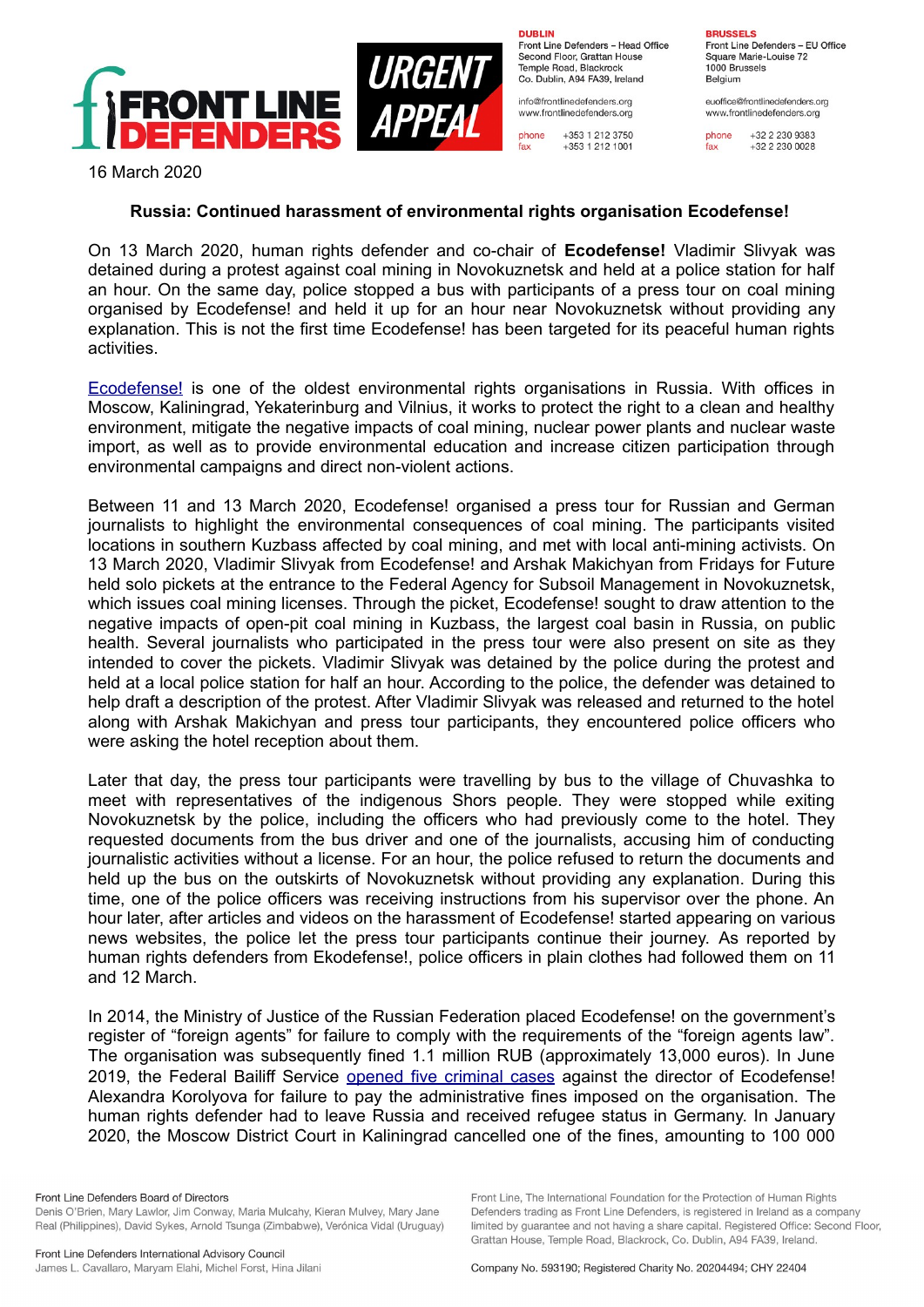FRONT LINE DEFENDERS

URGENT APPEAL

**DUBLIN**
Front Line Defenders – Head Office
Second Floor, Grattan House
Temple Road, Blackrock
Co. Dublin, A94 FA39, Ireland

info@frontlinedefenders.org
www.frontlinedefenders.org

phone +353 1 212 3750
fax +353 1 212 1001

**BRUSSELS**
Front Line Defenders – EU Office
Square Marie-Louise 72
1000 Brussels
Belgium

euoffice@frontlinedefenders.org
www.frontlinedefenders.org

phone +32 2 230 9383
fax +32 2 230 0028

16 March 2020

## Russia: Continued harassment of environmental rights organisation Ecodefense!

On 13 March 2020, human rights defender and co-chair of **Ecodefense!** Vladimir Slivyak was detained during a protest against coal mining in Novokuznetsk and held at a police station for half an hour. On the same day, police stopped a bus with participants of a press tour on coal mining organised by Ecodefense! and held it up for an hour near Novokuznetsk without providing any explanation. This is not the first time Ecodefense! has been targeted for its peaceful human rights activities.

Ecodefense! is one of the oldest environmental rights organisations in Russia. With offices in Moscow, Kaliningrad, Yekaterinburg and Vilnius, it works to protect the right to a clean and healthy environment, mitigate the negative impacts of coal mining, nuclear power plants and nuclear waste import, as well as to provide environmental education and increase citizen participation through environmental campaigns and direct non-violent actions.

Between 11 and 13 March 2020, Ecodefense! organised a press tour for Russian and German journalists to highlight the environmental consequences of coal mining. The participants visited locations in southern Kuzbass affected by coal mining, and met with local anti-mining activists. On 13 March 2020, Vladimir Slivyak from Ecodefense! and Arshak Makichyan from Fridays for Future held solo pickets at the entrance to the Federal Agency for Subsoil Management in Novokuznetsk, which issues coal mining licenses. Through the picket, Ecodefense! sought to draw attention to the negative impacts of open-pit coal mining in Kuzbass, the largest coal basin in Russia, on public health. Several journalists who participated in the press tour were also present on site as they intended to cover the pickets. Vladimir Slivyak was detained by the police during the protest and held at a local police station for half an hour. According to the police, the defender was detained to help draft a description of the protest. After Vladimir Slivyak was released and returned to the hotel along with Arshak Makichyan and press tour participants, they encountered police officers who were asking the hotel reception about them.

Later that day, the press tour participants were travelling by bus to the village of Chuvashka to meet with representatives of the indigenous Shors people. They were stopped while exiting Novokuznetsk by the police, including the officers who had previously come to the hotel. They requested documents from the bus driver and one of the journalists, accusing him of conducting journalistic activities without a license. For an hour, the police refused to return the documents and held up the bus on the outskirts of Novokuznetsk without providing any explanation. During this time, one of the police officers was receiving instructions from his supervisor over the phone. An hour later, after articles and videos on the harassment of Ecodefense! started appearing on various news websites, the police let the press tour participants continue their journey. As reported by human rights defenders from Ekodefense!, police officers in plain clothes had followed them on 11 and 12 March.

In 2014, the Ministry of Justice of the Russian Federation placed Ecodefense! on the government's register of "foreign agents" for failure to comply with the requirements of the "foreign agents law". The organisation was subsequently fined 1.1 million RUB (approximately 13,000 euros). In June 2019, the Federal Bailiff Service opened five criminal cases against the director of Ecodefense! Alexandra Korolyova for failure to pay the administrative fines imposed on the organisation. The human rights defender had to leave Russia and received refugee status in Germany. In January 2020, the Moscow District Court in Kaliningrad cancelled one of the fines, amounting to 100 000

Front Line Defenders Board of Directors
Denis O'Brien, Mary Lawlor, Jim Conway, Maria Mulcahy, Kieran Mulvey, Mary Jane Real (Philippines), David Sykes, Arnold Tsunga (Zimbabwe), Verónica Vidal (Uruguay)

Front Line Defenders International Advisory Council
James L. Cavallaro, Maryam Elahi, Michel Forst, Hina Jilani

Front Line, The International Foundation for the Protection of Human Rights Defenders trading as Front Line Defenders, is registered in Ireland as a company limited by guarantee and not having a share capital. Registered Office: Second Floor, Grattan House, Temple Road, Blackrock, Co. Dublin, A94 FA39, Ireland.

Company No. 593190; Registered Charity No. 20204494; CHY 22404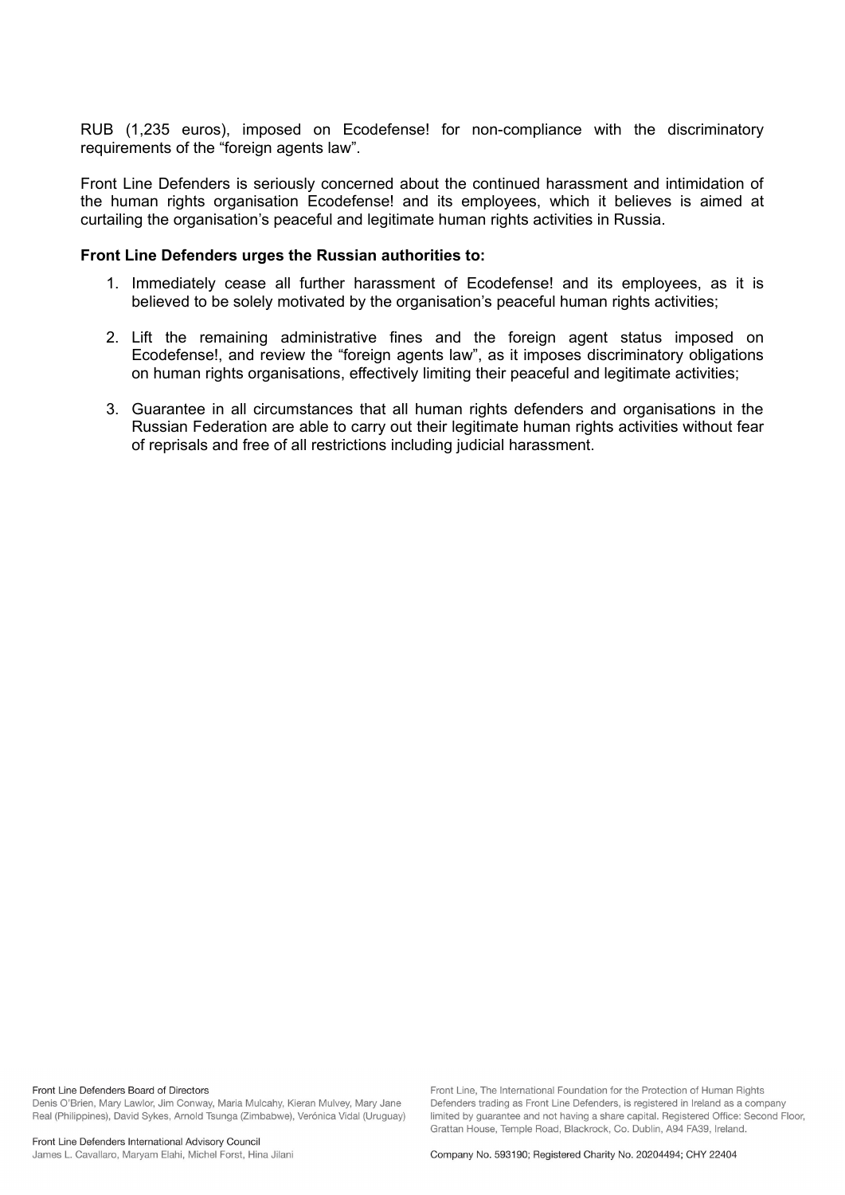RUB (1,235 euros), imposed on Ecodefense! for non-compliance with the discriminatory requirements of the "foreign agents law".

Front Line Defenders is seriously concerned about the continued harassment and intimidation of the human rights organisation Ecodefense! and its employees, which it believes is aimed at curtailing the organisation's peaceful and legitimate human rights activities in Russia.

**Front Line Defenders urges the Russian authorities to:**

1. Immediately cease all further harassment of Ecodefense! and its employees, as it is believed to be solely motivated by the organisation's peaceful human rights activities;

2. Lift the remaining administrative fines and the foreign agent status imposed on Ecodefense!, and review the "foreign agents law", as it imposes discriminatory obligations on human rights organisations, effectively limiting their peaceful and legitimate activities;

3. Guarantee in all circumstances that all human rights defenders and organisations in the Russian Federation are able to carry out their legitimate human rights activities without fear of reprisals and free of all restrictions including judicial harassment.